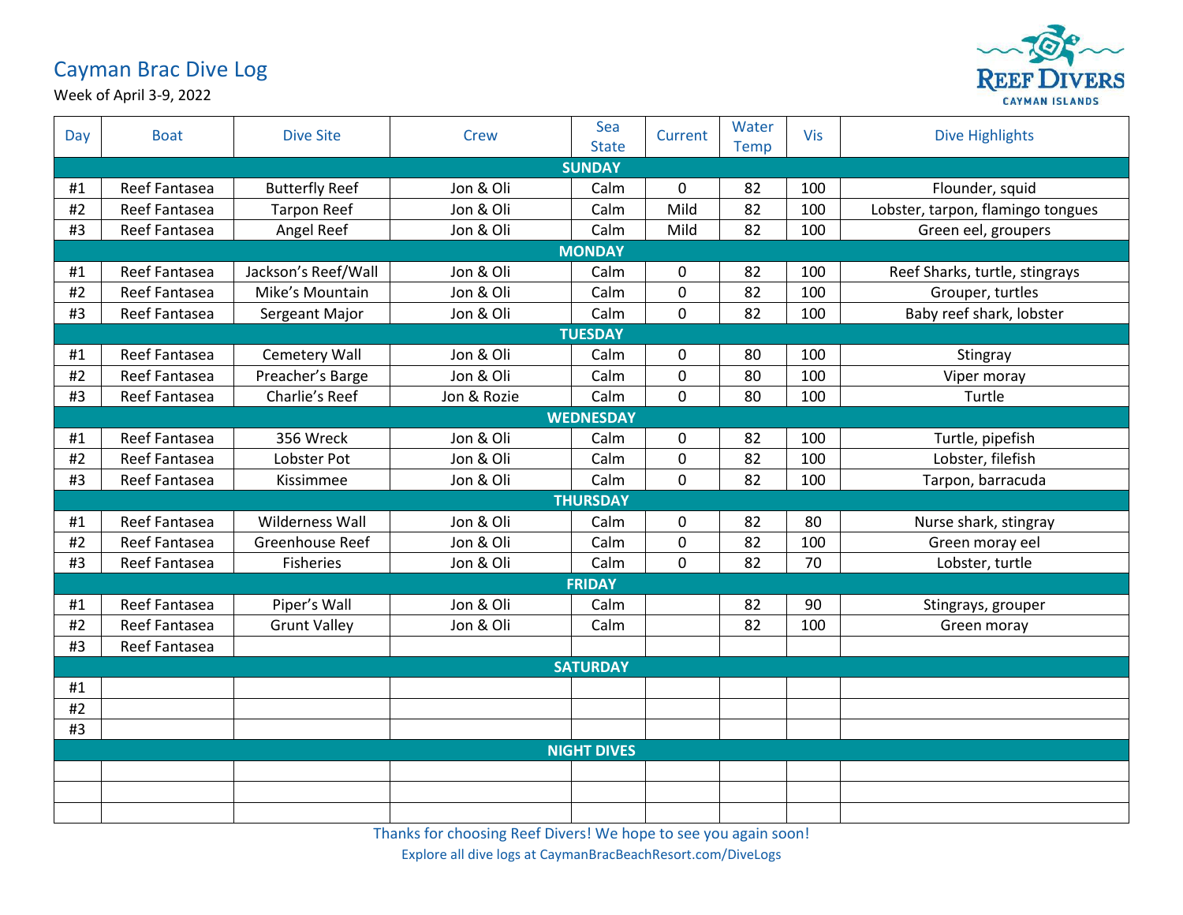# Cayman Brac Dive Log

Week of April 3-9, 2022

REEF DIVERS
CAYMAN ISLANDS

| Day | Boat | Dive Site | Crew | Sea State | Current | Water Temp | Vis | Dive Highlights |
|---|---|---|---|---|---|---|---|---|
| **SUNDAY** | | | | | | | | |
| #1 | Reef Fantasea | Butterfly Reef | Jon & Oli | Calm | 0 | 82 | 100 | Flounder, squid |
| #2 | Reef Fantasea | Tarpon Reef | Jon & Oli | Calm | Mild | 82 | 100 | Lobster, tarpon, flamingo tongues |
| #3 | Reef Fantasea | Angel Reef | Jon & Oli | Calm | Mild | 82 | 100 | Green eel, groupers |
| **MONDAY** | | | | | | | | |
| #1 | Reef Fantasea | Jackson's Reef/Wall | Jon & Oli | Calm | 0 | 82 | 100 | Reef Sharks, turtle, stingrays |
| #2 | Reef Fantasea | Mike's Mountain | Jon & Oli | Calm | 0 | 82 | 100 | Grouper, turtles |
| #3 | Reef Fantasea | Sergeant Major | Jon & Oli | Calm | 0 | 82 | 100 | Baby reef shark, lobster |
| **TUESDAY** | | | | | | | | |
| #1 | Reef Fantasea | Cemetery Wall | Jon & Oli | Calm | 0 | 80 | 100 | Stingray |
| #2 | Reef Fantasea | Preacher's Barge | Jon & Oli | Calm | 0 | 80 | 100 | Viper moray |
| #3 | Reef Fantasea | Charlie's Reef | Jon & Rozie | Calm | 0 | 80 | 100 | Turtle |
| **WEDNESDAY** | | | | | | | | |
| #1 | Reef Fantasea | 356 Wreck | Jon & Oli | Calm | 0 | 82 | 100 | Turtle, pipefish |
| #2 | Reef Fantasea | Lobster Pot | Jon & Oli | Calm | 0 | 82 | 100 | Lobster, filefish |
| #3 | Reef Fantasea | Kissimmee | Jon & Oli | Calm | 0 | 82 | 100 | Tarpon, barracuda |
| **THURSDAY** | | | | | | | | |
| #1 | Reef Fantasea | Wilderness Wall | Jon & Oli | Calm | 0 | 82 | 80 | Nurse shark, stingray |
| #2 | Reef Fantasea | Greenhouse Reef | Jon & Oli | Calm | 0 | 82 | 100 | Green moray eel |
| #3 | Reef Fantasea | Fisheries | Jon & Oli | Calm | 0 | 82 | 70 | Lobster, turtle |
| **FRIDAY** | | | | | | | | |
| #1 | Reef Fantasea | Piper's Wall | Jon & Oli | Calm | | 82 | 90 | Stingrays, grouper |
| #2 | Reef Fantasea | Grunt Valley | Jon & Oli | Calm | | 82 | 100 | Green moray |
| #3 | Reef Fantasea | | | | | | | |
| **SATURDAY** | | | | | | | | |
| #1 | | | | | | | | |
| #2 | | | | | | | | |
| #3 | | | | | | | | |
| **NIGHT DIVES** | | | | | | | | |
| | | | | | | | | |
| | | | | | | | | |
| | | | | | | | | |

Thanks for choosing Reef Divers! We hope to see you again soon!

Explore all dive logs at CaymanBracBeachResort.com/DiveLogs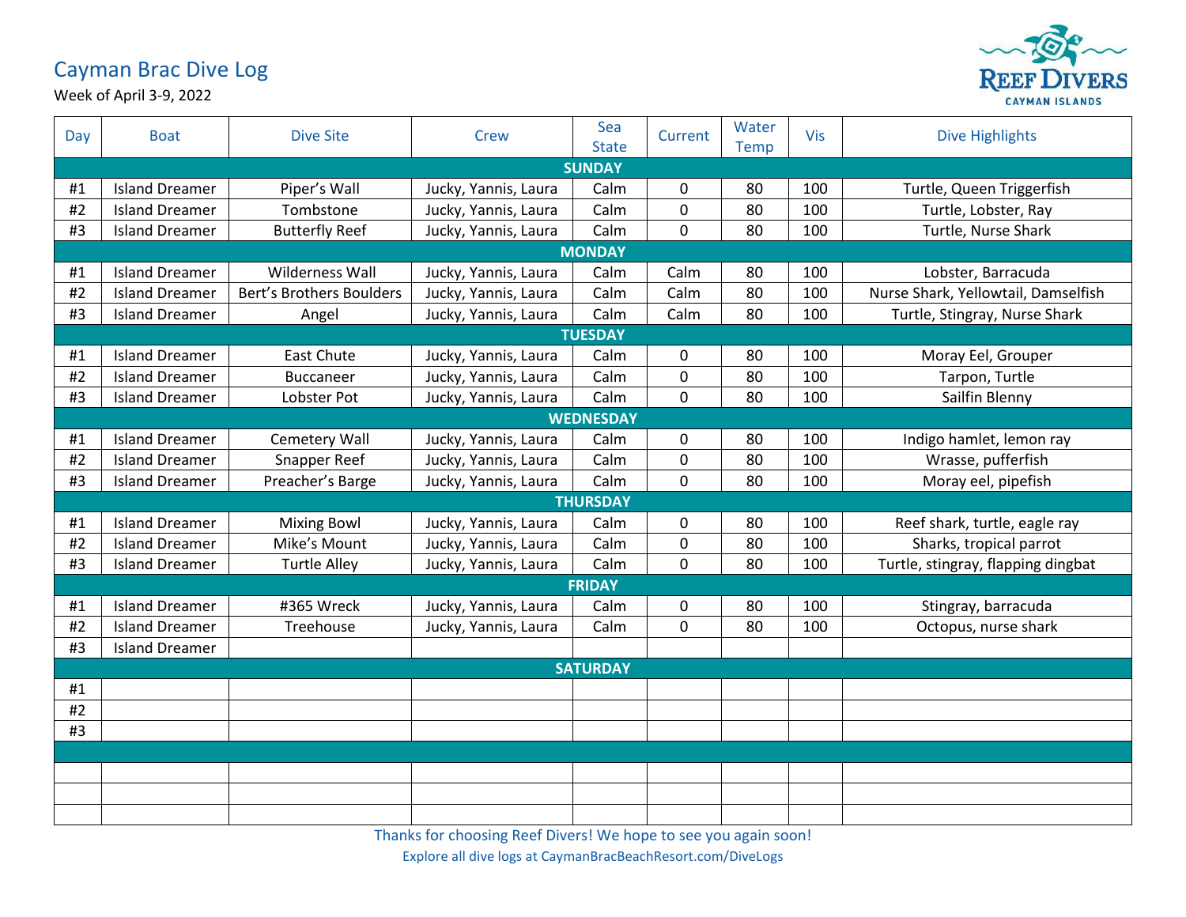# Cayman Brac Dive Log

Week of April 3-9, 2022

Reef Divers
CAYMAN ISLANDS

| Day | Boat | Dive Site | Crew | Sea State | Current | Water Temp | Vis | Dive Highlights |
|---|---|---|---|---|---|---|---|---|
| **SUNDAY** | | | | | | | | |
| #1 | Island Dreamer | Piper's Wall | Jucky, Yannis, Laura | Calm | 0 | 80 | 100 | Turtle, Queen Triggerfish |
| #2 | Island Dreamer | Tombstone | Jucky, Yannis, Laura | Calm | 0 | 80 | 100 | Turtle, Lobster, Ray |
| #3 | Island Dreamer | Butterfly Reef | Jucky, Yannis, Laura | Calm | 0 | 80 | 100 | Turtle, Nurse Shark |
| **MONDAY** | | | | | | | | |
| #1 | Island Dreamer | Wilderness Wall | Jucky, Yannis, Laura | Calm | Calm | 80 | 100 | Lobster, Barracuda |
| #2 | Island Dreamer | Bert's Brothers Boulders | Jucky, Yannis, Laura | Calm | Calm | 80 | 100 | Nurse Shark, Yellowtail, Damselfish |
| #3 | Island Dreamer | Angel | Jucky, Yannis, Laura | Calm | Calm | 80 | 100 | Turtle, Stingray, Nurse Shark |
| **TUESDAY** | | | | | | | | |
| #1 | Island Dreamer | East Chute | Jucky, Yannis, Laura | Calm | 0 | 80 | 100 | Moray Eel, Grouper |
| #2 | Island Dreamer | Buccaneer | Jucky, Yannis, Laura | Calm | 0 | 80 | 100 | Tarpon, Turtle |
| #3 | Island Dreamer | Lobster Pot | Jucky, Yannis, Laura | Calm | 0 | 80 | 100 | Sailfin Blenny |
| **WEDNESDAY** | | | | | | | | |
| #1 | Island Dreamer | Cemetery Wall | Jucky, Yannis, Laura | Calm | 0 | 80 | 100 | Indigo hamlet, lemon ray |
| #2 | Island Dreamer | Snapper Reef | Jucky, Yannis, Laura | Calm | 0 | 80 | 100 | Wrasse, pufferfish |
| #3 | Island Dreamer | Preacher's Barge | Jucky, Yannis, Laura | Calm | 0 | 80 | 100 | Moray eel, pipefish |
| **THURSDAY** | | | | | | | | |
| #1 | Island Dreamer | Mixing Bowl | Jucky, Yannis, Laura | Calm | 0 | 80 | 100 | Reef shark, turtle, eagle ray |
| #2 | Island Dreamer | Mike's Mount | Jucky, Yannis, Laura | Calm | 0 | 80 | 100 | Sharks, tropical parrot |
| #3 | Island Dreamer | Turtle Alley | Jucky, Yannis, Laura | Calm | 0 | 80 | 100 | Turtle, stingray, flapping dingbat |
| **FRIDAY** | | | | | | | | |
| #1 | Island Dreamer | #365 Wreck | Jucky, Yannis, Laura | Calm | 0 | 80 | 100 | Stingray, barracuda |
| #2 | Island Dreamer | Treehouse | Jucky, Yannis, Laura | Calm | 0 | 80 | 100 | Octopus, nurse shark |
| #3 | Island Dreamer | | | | | | | |
| **SATURDAY** | | | | | | | | |
| #1 | | | | | | | | |
| #2 | | | | | | | | |
| #3 | | | | | | | | |
| | | | | | | | | |
| | | | | | | | | |
| | | | | | | | | |
| | | | | | | | | |

Thanks for choosing Reef Divers! We hope to see you again soon!

Explore all dive logs at CaymanBracBeachResort.com/DiveLogs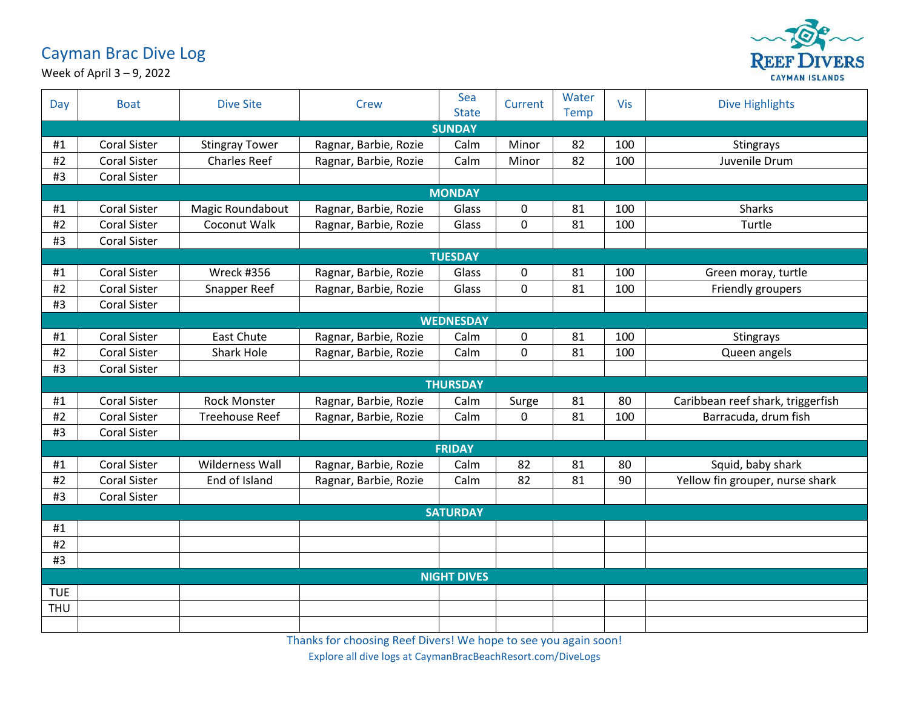# Cayman Brac Dive Log

Week of April 3 – 9, 2022

REEF DIVERS
CAYMAN ISLANDS

| Day | Boat | Dive Site | Crew | Sea State | Current | Water Temp | Vis | Dive Highlights |
|---|---|---|---|---|---|---|---|---|
| **SUNDAY** | | | | | | | | |
| #1 | Coral Sister | Stingray Tower | Ragnar, Barbie, Rozie | Calm | Minor | 82 | 100 | Stingrays |
| #2 | Coral Sister | Charles Reef | Ragnar, Barbie, Rozie | Calm | Minor | 82 | 100 | Juvenile Drum |
| #3 | Coral Sister | | | | | | | |
| **MONDAY** | | | | | | | | |
| #1 | Coral Sister | Magic Roundabout | Ragnar, Barbie, Rozie | Glass | 0 | 81 | 100 | Sharks |
| #2 | Coral Sister | Coconut Walk | Ragnar, Barbie, Rozie | Glass | 0 | 81 | 100 | Turtle |
| #3 | Coral Sister | | | | | | | |
| **TUESDAY** | | | | | | | | |
| #1 | Coral Sister | Wreck #356 | Ragnar, Barbie, Rozie | Glass | 0 | 81 | 100 | Green moray, turtle |
| #2 | Coral Sister | Snapper Reef | Ragnar, Barbie, Rozie | Glass | 0 | 81 | 100 | Friendly groupers |
| #3 | Coral Sister | | | | | | | |
| **WEDNESDAY** | | | | | | | | |
| #1 | Coral Sister | East Chute | Ragnar, Barbie, Rozie | Calm | 0 | 81 | 100 | Stingrays |
| #2 | Coral Sister | Shark Hole | Ragnar, Barbie, Rozie | Calm | 0 | 81 | 100 | Queen angels |
| #3 | Coral Sister | | | | | | | |
| **THURSDAY** | | | | | | | | |
| #1 | Coral Sister | Rock Monster | Ragnar, Barbie, Rozie | Calm | Surge | 81 | 80 | Caribbean reef shark, triggerfish |
| #2 | Coral Sister | Treehouse Reef | Ragnar, Barbie, Rozie | Calm | 0 | 81 | 100 | Barracuda, drum fish |
| #3 | Coral Sister | | | | | | | |
| **FRIDAY** | | | | | | | | |
| #1 | Coral Sister | Wilderness Wall | Ragnar, Barbie, Rozie | Calm | 82 | 81 | 80 | Squid, baby shark |
| #2 | Coral Sister | End of Island | Ragnar, Barbie, Rozie | Calm | 82 | 81 | 90 | Yellow fin grouper, nurse shark |
| #3 | Coral Sister | | | | | | | |
| **SATURDAY** | | | | | | | | |
| #1 | | | | | | | | |
| #2 | | | | | | | | |
| #3 | | | | | | | | |
| **NIGHT DIVES** | | | | | | | | |
| TUE | | | | | | | | |
| THU | | | | | | | | |
| | | | | | | | | |

Thanks for choosing Reef Divers! We hope to see you again soon!

Explore all dive logs at CaymanBracBeachResort.com/DiveLogs